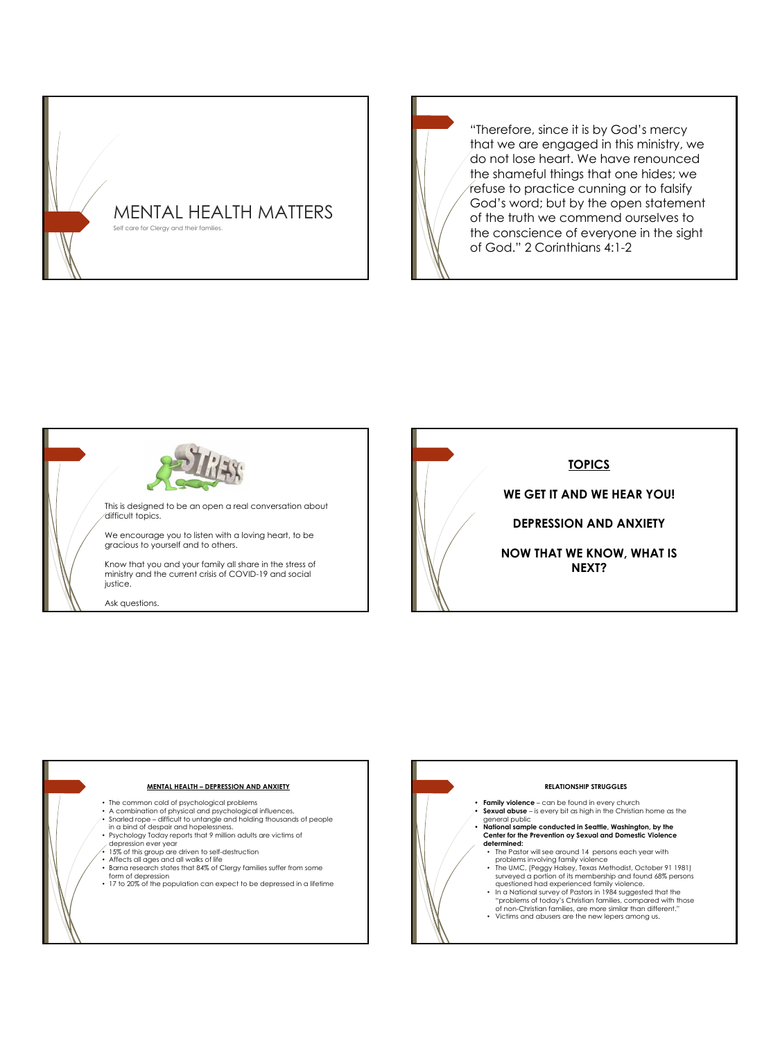# MENTAL HEALTH MATTERS

Self care for Clergy and their families.

"Therefore, since it is by God's mercy that we are engaged in this ministry, we do not lose heart. We have renounced the shameful things that one hides; we refuse to practice cunning or to falsify God's word; but by the open statement of the truth we commend ourselves to the conscience of everyone in the sight of God." 2 Corinthians 4:1-2

This is designed to be an open a real conversation about difficult topics.

We encourage you to listen with a loving heart, to be gracious to yourself and to others.

Know that you and your family all share in the stress of ministry and the current crisis of COVID-19 and social justice.

Ask questions.

## TOPICS

**WE GET IT AND WE HEAR YOU!**

**DEPRESSION AND ANXIETY**

**NOW THAT WE KNOW, WHAT IS NEXT?**

## MENTAL HEALTH – DEPRESSION AND ANXIETY

- The common cold of psychological problems
- A combination of physical and psychological influences,
- Snarled rope – difficult to untangle and holding thousands of people in a bind of despair and hopelessness.
- Psychology Today reports that 9 million adults are victims of depression ever year
- 15% of this group are driven to self-destruction
- Affects all ages and all walks of life
- Barna research states that 84% of Clergy families suffer from some form of depression
- 17 to 20% of the population can expect to be depressed in a lifetime

## RELATIONSHIP STRUGGLES

- **Family violence** – can be found in every church
- **Sexual abuse** – is every bit as high in the Christian home as the general public
- **National sample conducted in Seattle, Washington, by the Center for the Prevention oy Sexual and Domestic Violence determined:**
  - The Pastor will see around 14 persons each year with problems involving family violence
  - The UMC. (Peggy Halsey, Texas Methodist, October 91 1981) surveyed a portion of its membership and found 68% persons questioned had experienced family violence.
  - In a National survey of Pastors in 1984 suggested that the "problems of today's Christian families, compared with those of non-Christian families, are more similar than different."
  - Victims and abusers are the new lepers among us.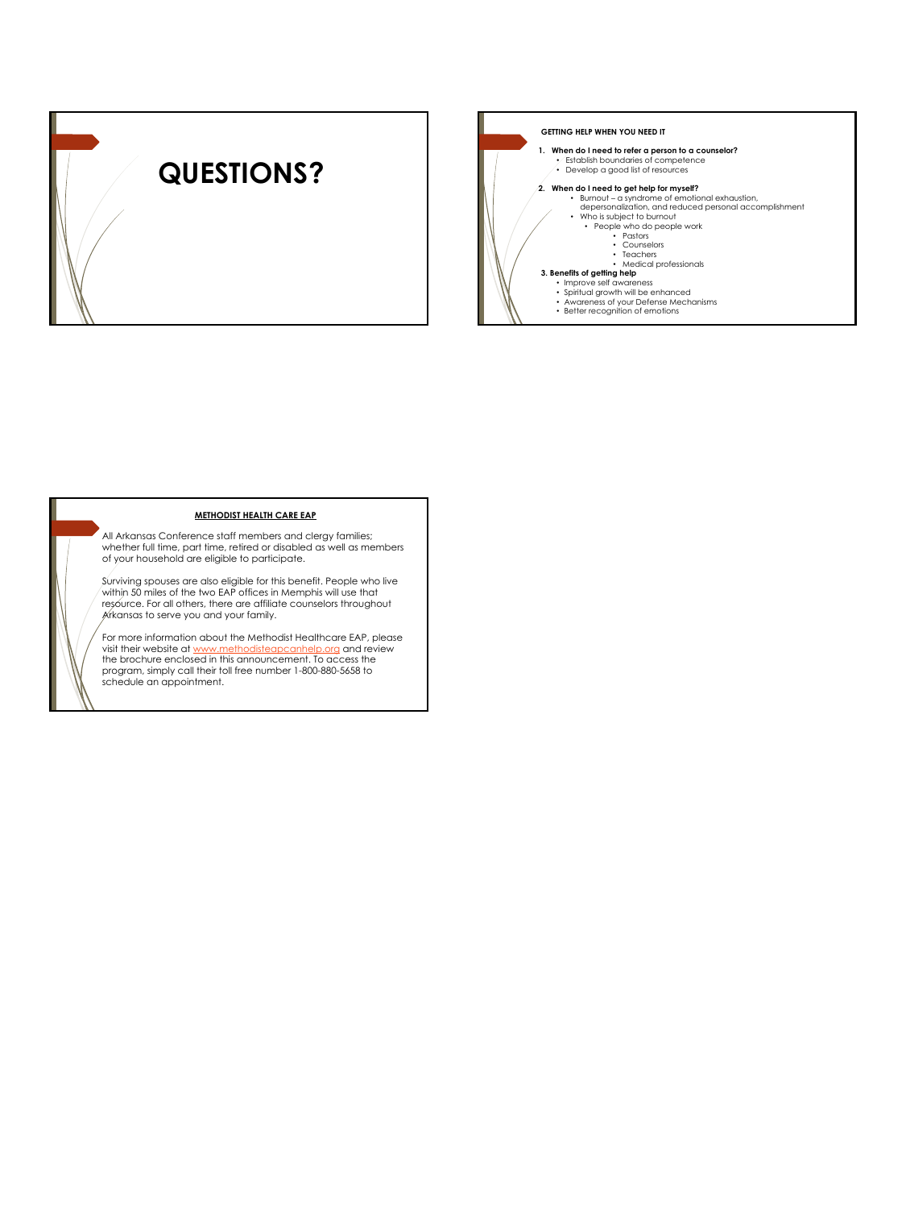# QUESTIONS?

**GETTING HELP WHEN YOU NEED IT**

1. **When do I need to refer a person to a counselor?**
   - Establish boundaries of competence
   - Develop a good list of resources

2. **When do I need to get help for myself?**
   - Burnout – a syndrome of emotional exhaustion, depersonalization, and reduced personal accomplishment
   - Who is subject to burnout
     - People who do people work
       - Pastors
       - Counselors
       - Teachers
       - Medical professionals

3. **Benefits of getting help**
   - Improve self awareness
   - Spiritual growth will be enhanced
   - Awareness of your Defense Mechanisms
   - Better recognition of emotions

**METHODIST HEALTH CARE EAP**

All Arkansas Conference staff members and clergy families; whether full time, part time, retired or disabled as well as members of your household are eligible to participate.

Surviving spouses are also eligible for this benefit. People who live within 50 miles of the two EAP offices in Memphis will use that resource. For all others, there are affiliate counselors throughout Arkansas to serve you and your family.

For more information about the Methodist Healthcare EAP, please visit their website at www.methodisteapcanhelp.org and review the brochure enclosed in this announcement. To access the program, simply call their toll free number 1-800-880-5658 to schedule an appointment.